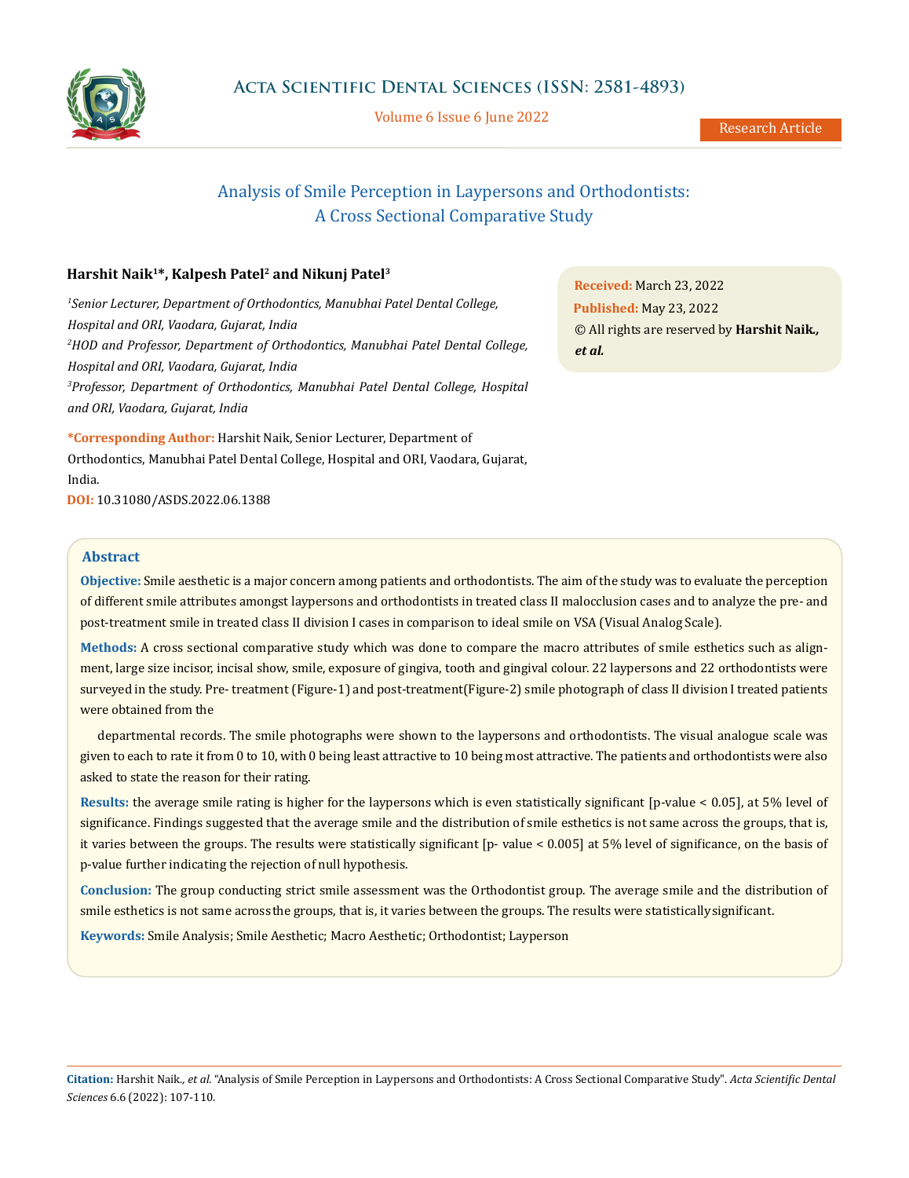# Analysis of Smile Perception in Laypersons and Orthodontists: A Cross Sectional Comparative Study

**Harshit Naik[1]*, Kalpesh Patel[2] and Nikunj Patel[3]**

[1]*Senior Lecturer, Department of Orthodontics, Manubhai Patel Dental College, Hospital and ORI, Vaodara, Gujarat, India*

[2]*HOD and Professor, Department of Orthodontics, Manubhai Patel Dental College, Hospital and ORI, Vaodara, Gujarat, India*

[3]*Professor, Department of Orthodontics, Manubhai Patel Dental College, Hospital and ORI, Vaodara, Gujarat, India*

**\*Corresponding Author:** Harshit Naik, Senior Lecturer, Department of Orthodontics, Manubhai Patel Dental College, Hospital and ORI, Vaodara, Gujarat, India.

**DOI:** 10.31080/ASDS.2022.06.1388

**Received:** March 23, 2022

**Published:** May 23, 2022

© All rights are reserved by **Harshit Naik., *et al.***

## Abstract

**Objective:** Smile aesthetic is a major concern among patients and orthodontists. The aim of the study was to evaluate the perception of different smile attributes amongst laypersons and orthodontists in treated class II malocclusion cases and to analyze the pre- and post-treatment smile in treated class II division I cases in comparison to ideal smile on VSA (Visual Analog Scale).

**Methods:** A cross sectional comparative study which was done to compare the macro attributes of smile esthetics such as alignment, large size incisor, incisal show, smile, exposure of gingiva, tooth and gingival colour. 22 laypersons and 22 orthodontists were surveyed in the study. Pre- treatment (Figure-1) and post-treatment(Figure-2) smile photograph of class II division I treated patients were obtained from the departmental records. The smile photographs were shown to the laypersons and orthodontists. The visual analogue scale was given to each to rate it from 0 to 10, with 0 being least attractive to 10 being most attractive. The patients and orthodontists were also asked to state the reason for their rating.

**Results:** the average smile rating is higher for the laypersons which is even statistically significant [p-value < 0.05], at 5% level of significance. Findings suggested that the average smile and the distribution of smile esthetics is not same across the groups, that is, it varies between the groups. The results were statistically significant [p- value < 0.005] at 5% level of significance, on the basis of p-value further indicating the rejection of null hypothesis.

**Conclusion:** The group conducting strict smile assessment was the Orthodontist group. The average smile and the distribution of smile esthetics is not same across the groups, that is, it varies between the groups. The results were statistically significant.

**Keywords:** Smile Analysis; Smile Aesthetic; Macro Aesthetic; Orthodontist; Layperson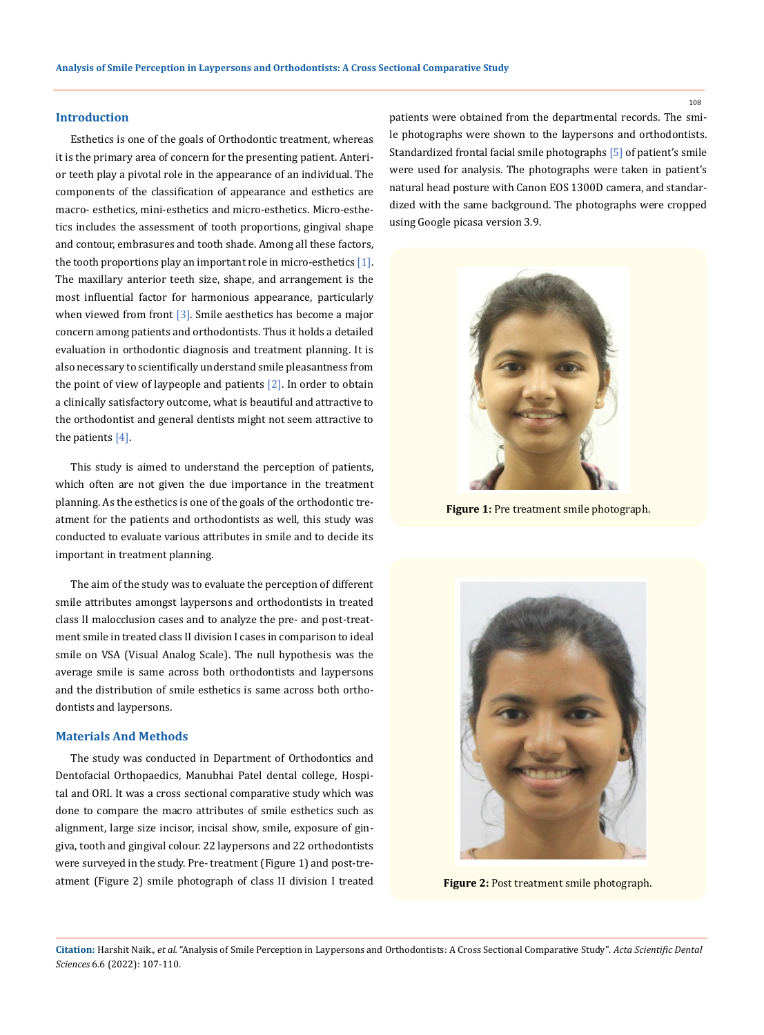## Introduction

Esthetics is one of the goals of Orthodontic treatment, whereas it is the primary area of concern for the presenting patient. Anterior teeth play a pivotal role in the appearance of an individual. The components of the classification of appearance and esthetics are macro- esthetics, mini-esthetics and micro-esthetics. Micro-esthetics includes the assessment of tooth proportions, gingival shape and contour, embrasures and tooth shade. Among all these factors, the tooth proportions play an important role in micro-esthetics [1]. The maxillary anterior teeth size, shape, and arrangement is the most influential factor for harmonious appearance, particularly when viewed from front [3]. Smile aesthetics has become a major concern among patients and orthodontists. Thus it holds a detailed evaluation in orthodontic diagnosis and treatment planning. It is also necessary to scientifically understand smile pleasantness from the point of view of laypeople and patients [2]. In order to obtain a clinically satisfactory outcome, what is beautiful and attractive to the orthodontist and general dentists might not seem attractive to the patients [4].

This study is aimed to understand the perception of patients, which often are not given the due importance in the treatment planning. As the esthetics is one of the goals of the orthodontic treatment for the patients and orthodontists as well, this study was conducted to evaluate various attributes in smile and to decide its important in treatment planning.

The aim of the study was to evaluate the perception of different smile attributes amongst laypersons and orthodontists in treated class II malocclusion cases and to analyze the pre- and post-treatment smile in treated class II division I cases in comparison to ideal smile on VSA (Visual Analog Scale). The null hypothesis was the average smile is same across both orthodontists and laypersons and the distribution of smile esthetics is same across both orthodontists and laypersons.

## Materials And Methods

The study was conducted in Department of Orthodontics and Dentofacial Orthopaedics, Manubhai Patel dental college, Hospital and ORI. It was a cross sectional comparative study which was done to compare the macro attributes of smile esthetics such as alignment, large size incisor, incisal show, smile, exposure of gingiva, tooth and gingival colour. 22 laypersons and 22 orthodontists were surveyed in the study. Pre- treatment (Figure 1) and post-treatment (Figure 2) smile photograph of class II division I treated patients were obtained from the departmental records. The smile photographs were shown to the laypersons and orthodontists. Standardized frontal facial smile photographs [5] of patient's smile were used for analysis. The photographs were taken in patient's natural head posture with Canon EOS 1300D camera, and standardized with the same background. The photographs were cropped using Google picasa version 3.9.

**Figure 1:** Pre treatment smile photograph.

**Figure 2:** Post treatment smile photograph.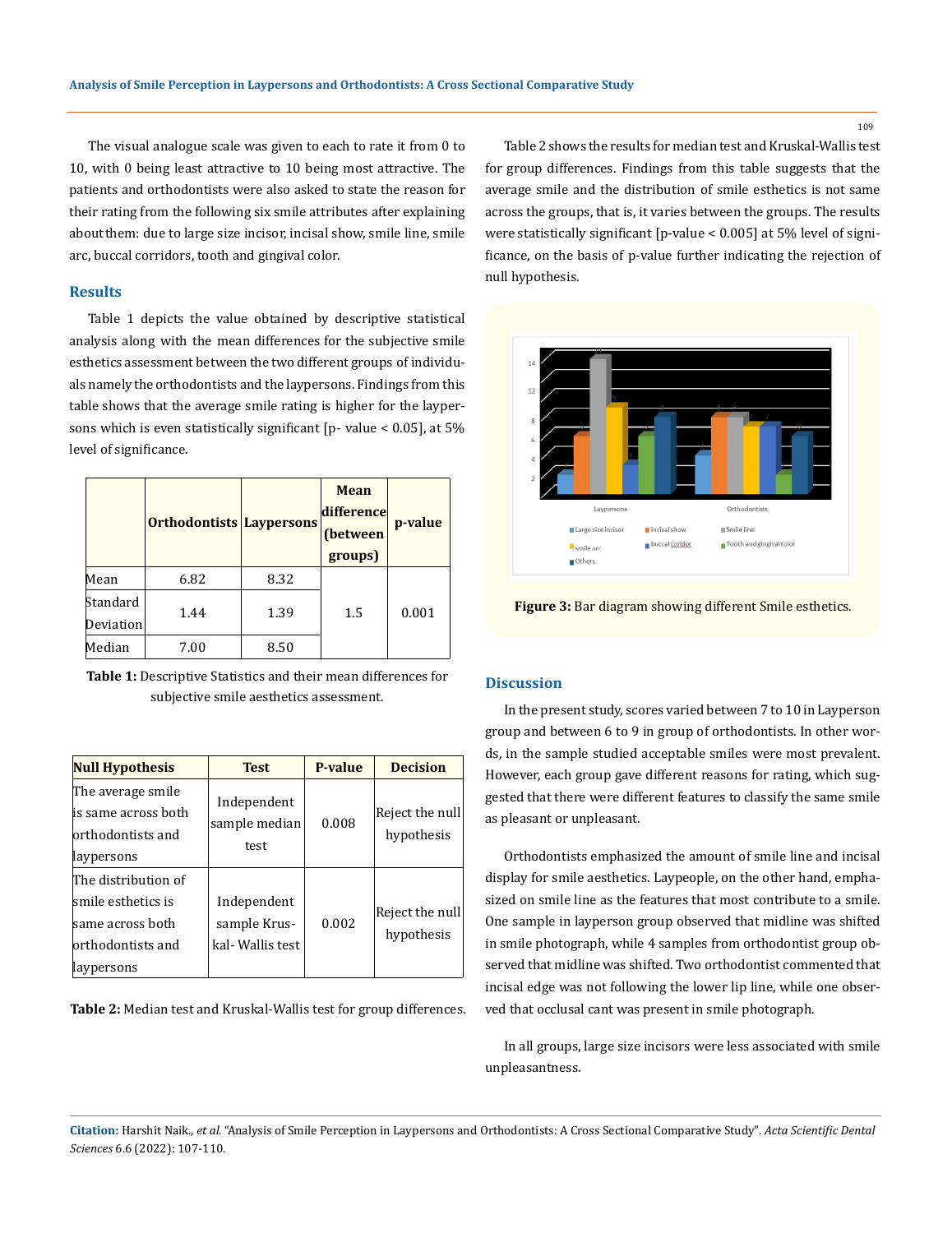The visual analogue scale was given to each to rate it from 0 to 10, with 0 being least attractive to 10 being most attractive. The patients and orthodontists were also asked to state the reason for their rating from the following six smile attributes after explaining about them: due to large size incisor, incisal show, smile line, smile arc, buccal corridors, tooth and gingival color.

## Results

Table 1 depicts the value obtained by descriptive statistical analysis along with the mean differences for the subjective smile esthetics assessment between the two different groups of individuals namely the orthodontists and the laypersons. Findings from this table shows that the average smile rating is higher for the laypersons which is even statistically significant [p- value < 0.05], at 5% level of significance.

| | Orthodontists | Laypersons | Mean difference (between groups) | p-value |
|---|---|---|---|---|
| Mean | 6.82 | 8.32 | 1.5 | 0.001 |
| Standard Deviation | 1.44 | 1.39 | | |
| Median | 7.00 | 8.50 | | |

**Table 1:** Descriptive Statistics and their mean differences for subjective smile aesthetics assessment.

| Null Hypothesis | Test | P-value | Decision |
|---|---|---|---|
| The average smile is same across both orthodontists and laypersons | Independent sample median test | 0.008 | Reject the null hypothesis |
| The distribution of smile esthetics is same across both orthodontists and laypersons | Independent sample Krus-kal- Wallis test | 0.002 | Reject the null hypothesis |

**Table 2:** Median test and Kruskal-Wallis test for group differences.

Table 2 shows the results for median test and Kruskal-Wallis test for group differences. Findings from this table suggests that the average smile and the distribution of smile esthetics is not same across the groups, that is, it varies between the groups. The results were statistically significant [p-value < 0.005] at 5% level of significance, on the basis of p-value further indicating the rejection of null hypothesis.

**Figure 3:** Bar diagram showing different Smile esthetics.

## Discussion

In the present study, scores varied between 7 to 10 in Layperson group and between 6 to 9 in group of orthodontists. In other words, in the sample studied acceptable smiles were most prevalent. However, each group gave different reasons for rating, which suggested that there were different features to classify the same smile as pleasant or unpleasant.

Orthodontists emphasized the amount of smile line and incisal display for smile aesthetics. Laypeople, on the other hand, emphasized on smile line as the features that most contribute to a smile. One sample in layperson group observed that midline was shifted in smile photograph, while 4 samples from orthodontist group observed that midline was shifted. Two orthodontist commented that incisal edge was not following the lower lip line, while one observed that occlusal cant was present in smile photograph.

In all groups, large size incisors were less associated with smile unpleasantness.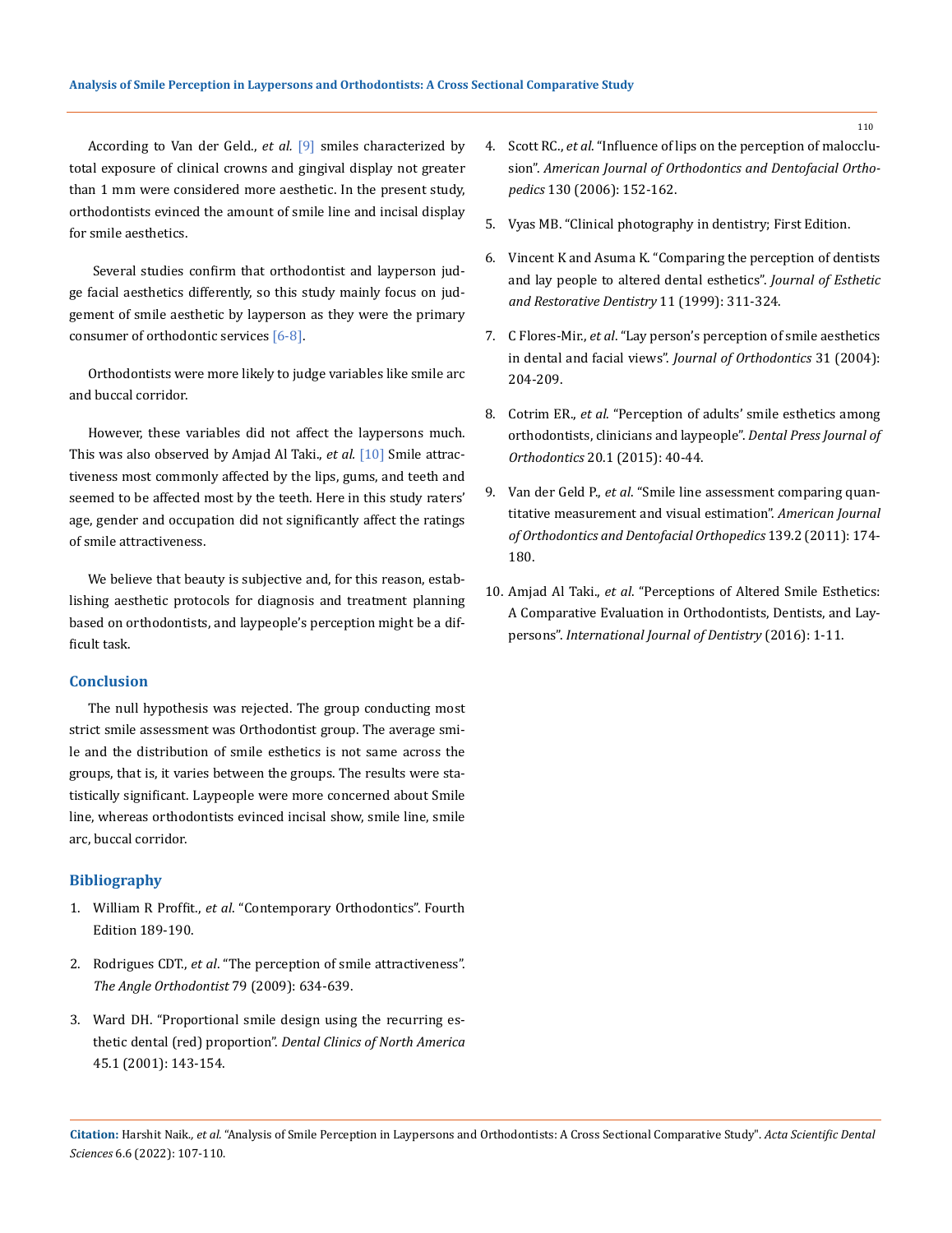According to Van der Geld., *et al.* [9] smiles characterized by total exposure of clinical crowns and gingival display not greater than 1 mm were considered more aesthetic. In the present study, orthodontists evinced the amount of smile line and incisal display for smile aesthetics.

Several studies confirm that orthodontist and layperson judge facial aesthetics differently, so this study mainly focus on judgement of smile aesthetic by layperson as they were the primary consumer of orthodontic services [6-8].

Orthodontists were more likely to judge variables like smile arc and buccal corridor.

However, these variables did not affect the laypersons much. This was also observed by Amjad Al Taki., *et al.* [10] Smile attractiveness most commonly affected by the lips, gums, and teeth and seemed to be affected most by the teeth. Here in this study raters' age, gender and occupation did not significantly affect the ratings of smile attractiveness.

We believe that beauty is subjective and, for this reason, establishing aesthetic protocols for diagnosis and treatment planning based on orthodontists, and laypeople's perception might be a difficult task.

## Conclusion

The null hypothesis was rejected. The group conducting most strict smile assessment was Orthodontist group. The average smile and the distribution of smile esthetics is not same across the groups, that is, it varies between the groups. The results were statistically significant. Laypeople were more concerned about Smile line, whereas orthodontists evinced incisal show, smile line, smile arc, buccal corridor.

## Bibliography

1. William R Proffit., *et al*. "Contemporary Orthodontics". Fourth Edition 189-190.
2. Rodrigues CDT., *et al*. "The perception of smile attractiveness". *The Angle Orthodontist* 79 (2009): 634-639.
3. Ward DH. "Proportional smile design using the recurring esthetic dental (red) proportion". *Dental Clinics of North America* 45.1 (2001): 143-154.
4. Scott RC., *et al*. "Influence of lips on the perception of malocclusion". *American Journal of Orthodontics and Dentofacial Orthopedics* 130 (2006): 152-162.
5. Vyas MB. "Clinical photography in dentistry; First Edition.
6. Vincent K and Asuma K. "Comparing the perception of dentists and lay people to altered dental esthetics". *Journal of Esthetic and Restorative Dentistry* 11 (1999): 311-324.
7. C Flores-Mir., *et al*. "Lay person's perception of smile aesthetics in dental and facial views". *Journal of Orthodontics* 31 (2004): 204-209.
8. Cotrim ER., *et al*. "Perception of adults' smile esthetics among orthodontists, clinicians and laypeople". *Dental Press Journal of Orthodontics* 20.1 (2015): 40-44.
9. Van der Geld P., *et al*. "Smile line assessment comparing quantitative measurement and visual estimation". *American Journal of Orthodontics and Dentofacial Orthopedics* 139.2 (2011): 174-180.
10. Amjad Al Taki., *et al*. "Perceptions of Altered Smile Esthetics: A Comparative Evaluation in Orthodontists, Dentists, and Laypersons". *International Journal of Dentistry* (2016): 1-11.